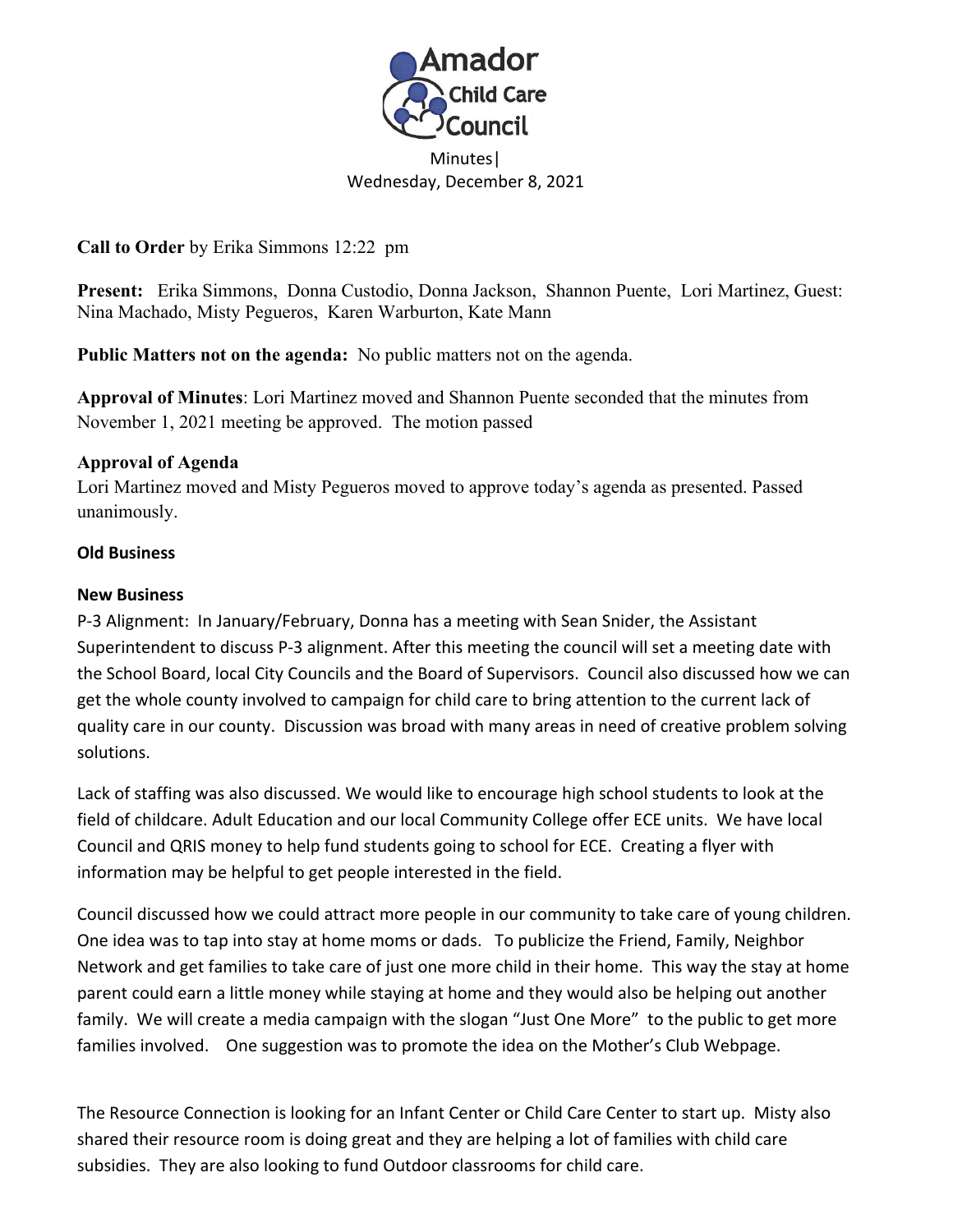# Amador Child Care Council

Minutes|
Wednesday, December 8, 2021

**Call to Order** by Erika Simmons 12:22 pm

**Present:** Erika Simmons, Donna Custodio, Donna Jackson, Shannon Puente, Lori Martinez, Guest: Nina Machado, Misty Pegueros, Karen Warburton, Kate Mann

**Public Matters not on the agenda:** No public matters not on the agenda.

**Approval of Minutes**: Lori Martinez moved and Shannon Puente seconded that the minutes from November 1, 2021 meeting be approved. The motion passed

**Approval of Agenda**

Lori Martinez moved and Misty Pegueros moved to approve today's agenda as presented. Passed unanimously.

**Old Business**

**New Business**

P-3 Alignment: In January/February, Donna has a meeting with Sean Snider, the Assistant Superintendent to discuss P-3 alignment. After this meeting the council will set a meeting date with the School Board, local City Councils and the Board of Supervisors. Council also discussed how we can get the whole county involved to campaign for child care to bring attention to the current lack of quality care in our county. Discussion was broad with many areas in need of creative problem solving solutions.

Lack of staffing was also discussed. We would like to encourage high school students to look at the field of childcare. Adult Education and our local Community College offer ECE units. We have local Council and QRIS money to help fund students going to school for ECE. Creating a flyer with information may be helpful to get people interested in the field.

Council discussed how we could attract more people in our community to take care of young children. One idea was to tap into stay at home moms or dads. To publicize the Friend, Family, Neighbor Network and get families to take care of just one more child in their home. This way the stay at home parent could earn a little money while staying at home and they would also be helping out another family. We will create a media campaign with the slogan "Just One More" to the public to get more families involved. One suggestion was to promote the idea on the Mother's Club Webpage.

The Resource Connection is looking for an Infant Center or Child Care Center to start up. Misty also shared their resource room is doing great and they are helping a lot of families with child care subsidies. They are also looking to fund Outdoor classrooms for child care.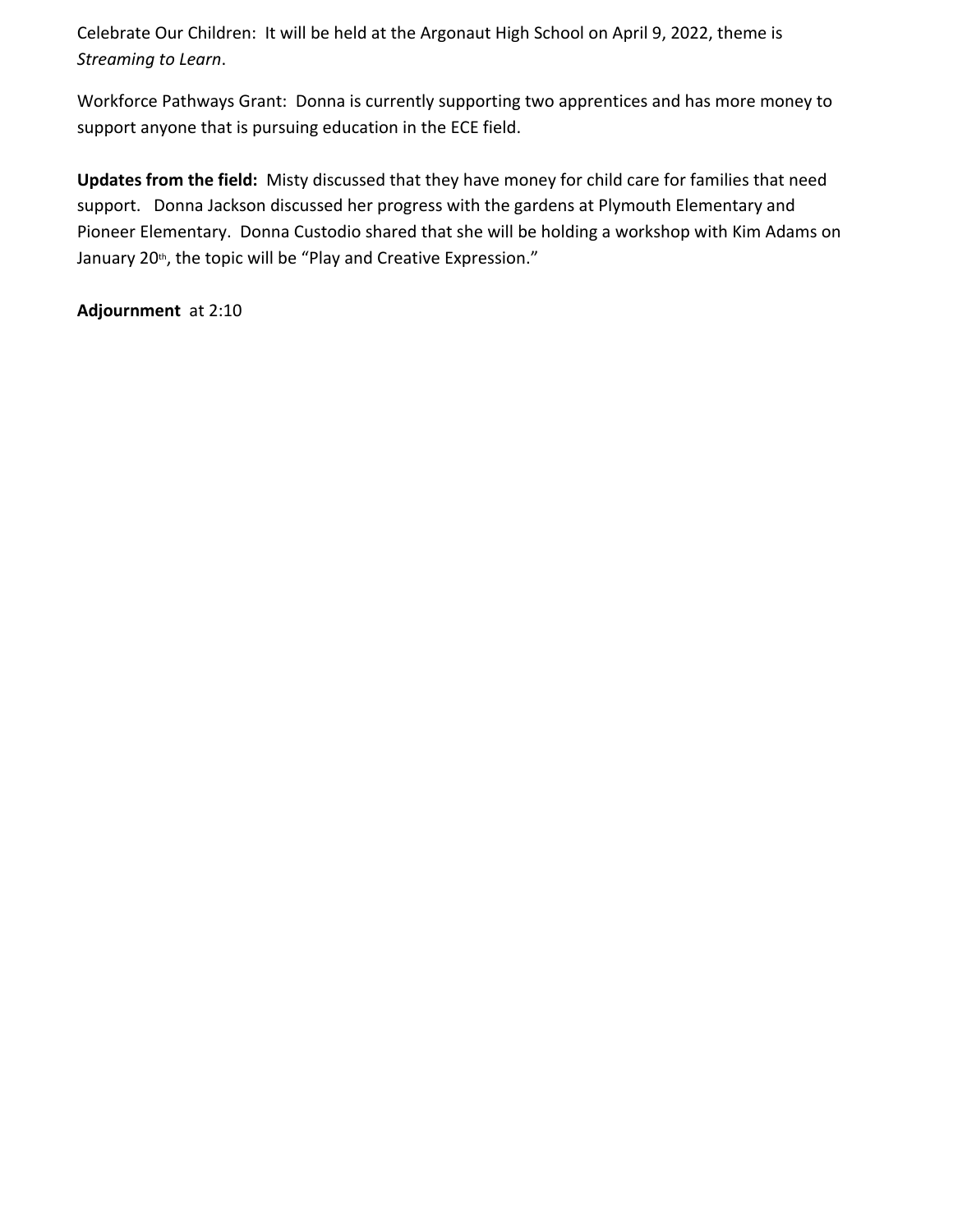Celebrate Our Children: It will be held at the Argonaut High School on April 9, 2022, theme is *Streaming to Learn*.

Workforce Pathways Grant: Donna is currently supporting two apprentices and has more money to support anyone that is pursuing education in the ECE field.

**Updates from the field:** Misty discussed that they have money for child care for families that need support. Donna Jackson discussed her progress with the gardens at Plymouth Elementary and Pioneer Elementary. Donna Custodio shared that she will be holding a workshop with Kim Adams on January 20th, the topic will be "Play and Creative Expression."

**Adjournment** at 2:10